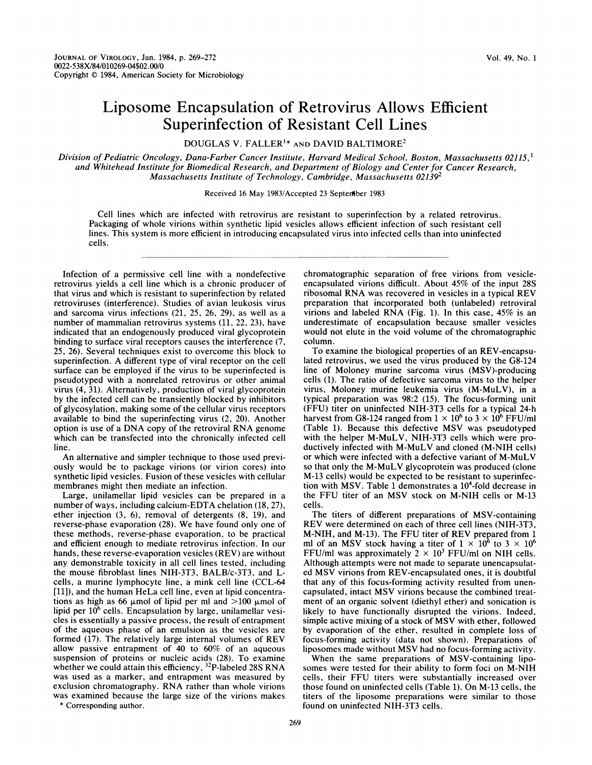# Liposome Encapsulation of Retrovirus Allows Efficient Superinfection of Resistant Cell Lines

DOUGLAS V. FALLER[1]* AND DAVID BALTIMORE[2]

*Division of Pediatric Oncology, Dana-Farber Cancer Institute, Harvard Medical School, Boston, Massachusetts 02115,[1] and Whitehead Institute for Biomedical Research, and Department of Biology and Center for Cancer Research, Massachusetts Institute of Technology, Cambridge, Massachusetts 02139[2]*

Received 16 May 1983/Accepted 23 September 1983

Cell lines which are infected with retrovirus are resistant to superinfection by a related retrovirus. Packaging of whole virions within synthetic lipid vesicles allows efficient infection of such resistant cell lines. This system is more efficient in introducing encapsulated virus into infected cells than into uninfected cells.

---

Infection of a permissive cell line with a nondefective retrovirus yields a cell line which is a chronic producer of that virus and which is resistant to superinfection by related retroviruses (interference). Studies of avian leukosis virus and sarcoma virus infections (21, 25, 26, 29), as well as a number of mammalian retrovirus systems (11, 22, 23), have indicated that an endogenously produced viral glycoprotein binding to surface viral receptors causes the interference (7, 25, 26). Several techniques exist to overcome this block to superinfection. A different type of viral receptor on the cell surface can be employed if the virus to be superinfected is pseudotyped with a nonrelated retrovirus or other animal virus (4, 31). Alternatively, production of viral glycoprotein by the infected cell can be transiently blocked by inhibitors of glycosylation, making some of the cellular virus receptors available to bind the superinfecting virus (2, 20). Another option is use of a DNA copy of the retroviral RNA genome which can be transfected into the chronically infected cell line.

An alternative and simpler technique to those used previously would be to package virions (or virion cores) into synthetic lipid vesicles. Fusion of these vesicles with cellular membranes might then mediate an infection.

Large, unilamellar lipid vesicles can be prepared in a number of ways, including calcium-EDTA chelation (18, 27), ether injection (3, 6), removal of detergents (8, 19), and reverse-phase evaporation (28). We have found only one of these methods, reverse-phase evaporation, to be practical and efficient enough to mediate retrovirus infection. In our hands, these reverse-evaporation vesicles (REV) are without any demonstrable toxicity in all cell lines tested, including the mouse fibroblast lines NIH-3T3, BALB/c-3T3, and L-cells, a murine lymphocyte line, a mink cell line (CCL-64 [11]), and the human HeLa cell line, even at lipid concentrations as high as 66 μmol of lipid per ml and >100 μmol of lipid per $10^6$ cells. Encapsulation by large, unilamellar vesicles is essentially a passive process, the result of entrapment of the aqueous phase of an emulsion as the vesicles are formed (17). The relatively large internal volumes of REV allow passive entrapment of 40 to 60% of an aqueous suspension of proteins or nucleic acids (28). To examine whether we could attain this efficiency, $^{32}$P-labeled 28S RNA was used as a marker, and entrapment was measured by exclusion chromatography. RNA rather than whole virions was examined because the large size of the virions makes chromatographic separation of free virions from vesicle-encapsulated virions difficult. About 45% of the input 28S ribosomal RNA was recovered in vesicles in a typical REV preparation that incorporated both (unlabeled) retroviral virions and labeled RNA (Fig. 1). In this case, 45% is an underestimate of encapsulation because smaller vesicles would not elute in the void volume of the chromatographic column.

To examine the biological properties of an REV-encapsulated retrovirus, we used the virus produced by the G8-124 line of Moloney murine sarcoma virus (MSV)-producing cells (1). The ratio of defective sarcoma virus to the helper virus, Moloney murine leukemia virus (M-MuLV), in a typical preparation was 98:2 (15). The focus-forming unit (FFU) titer on uninfected NIH-3T3 cells for a typical 24-h harvest from G8-124 ranged from $1 \times 10^6$ to $3 \times 10^6$ FFU/ml (Table 1). Because this defective MSV was pseudotyped with the helper M-MuLV, NIH-3T3 cells which were productively infected with M-MuLV and cloned (M-NIH cells) or which were infected with a defective variant of M-MuLV so that only the M-MuLV glycoprotein was produced (clone M-13 cells) would be expected to be resistant to superinfection with MSV. Table 1 demonstrates a $10^4$-fold decrease in the FFU titer of an MSV stock on M-NIH cells or M-13 cells.

The titers of different preparations of MSV-containing REV were determined on each of three cell lines (NIH-3T3, M-NIH, and M-13). The FFU titer of REV prepared from 1 ml of an MSV stock having a titer of $1 \times 10^6$ to $3 \times 10^6$ FFU/ml was approximately $2 \times 10^3$ FFU/ml on NIH cells. Although attempts were not made to separate unencapsulated MSV virions from REV-encapsulated ones, it is doubtful that any of this focus-forming activity resulted from unencapsulated, intact MSV virions because the combined treatment of an organic solvent (diethyl ether) and sonication is likely to have functionally disrupted the virions. Indeed, simple active mixing of a stock of MSV with ether, followed by evaporation of the ether, resulted in complete loss of focus-forming activity (data not shown). Preparations of liposomes made without MSV had no focus-forming activity.

When the same preparations of MSV-containing liposomes were tested for their ability to form foci on M-NIH cells, their FFU titers were substantially increased over those found on uninfected cells (Table 1). On M-13 cells, the titers of the liposome preparations were similar to those found on uninfected NIH-3T3 cells.

* Corresponding author.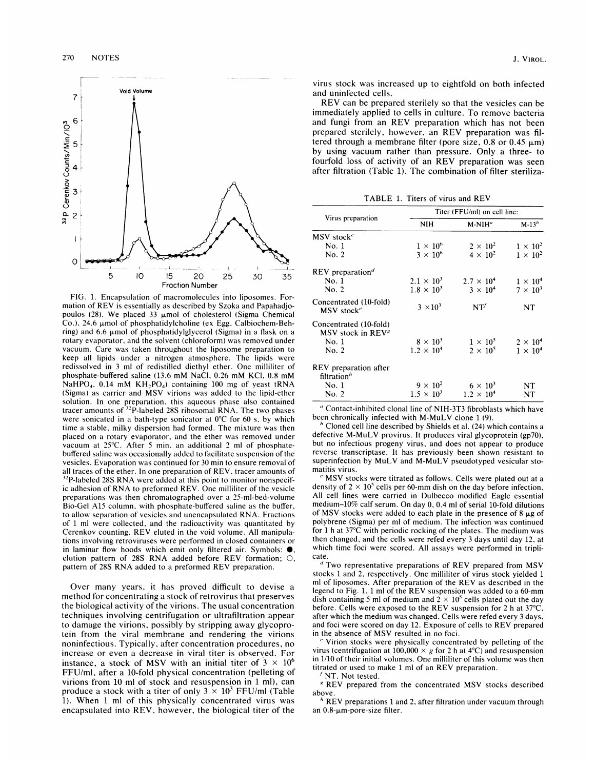FIG. 1. Encapsulation of macromolecules into liposomes. Formation of REV is essentially as described by Szoka and Papahadjopoulos (28). We placed 33 μmol of cholesterol (Sigma Chemical Co.), 24.6 μmol of phosphatidylcholine (ex Egg, Calbiochem-Behring) and 6.6 μmol of phosphatidylglycerol (Sigma) in a flask on a rotary evaporator, and the solvent (chloroform) was removed under vacuum. Care was taken throughout the liposome preparation to keep all lipids under a nitrogen atmosphere. The lipids were redissolved in 3 ml of redistilled diethyl ether. One milliliter of phosphate-buffered saline (13.6 mM NaCl, 0.26 mM KCl, 0.8 mM $NaHPO_4$, 0.14 mM $KH_2PO_4$) containing 100 mg of yeast tRNA (Sigma) as carrier and MSV virions was added to the lipid-ether solution. In one preparation, this aqueous phase also contained tracer amounts of $^{32}P$-labeled 28S ribosomal RNA. The two phases were sonicated in a bath-type sonicator at 0°C for 60 s, by which time a stable, milky dispersion had formed. The mixture was then placed on a rotary evaporator, and the ether was removed under vacuum at 25°C. After 5 min, an additional 2 ml of phosphate-buffered saline was occasionally added to facilitate suspension of the vesicles. Evaporation was continued for 30 min to ensure removal of all traces of the ether. In one preparation of REV, tracer amounts of $^{32}P$-labeled 28S RNA were added at this point to monitor nonspecific adhesion of RNA to preformed REV. One milliliter of the vesicle preparations was then chromatographed over a 25-ml-bed-volume Bio-Gel A15 column, with phosphate-buffered saline as the buffer, to allow separation of vesicles and unencapsulated RNA. Fractions of 1 ml were collected, and the radioactivity was quantitated by Cerenkov counting. REV eluted in the void volume. All manipulations involving retroviruses were performed in closed containers or in laminar flow hoods which emit only filtered air. Symbols: ●, elution pattern of 28S RNA added before REV formation; ○, pattern of 28S RNA added to a preformed REV preparation.

Over many years, it has proved difficult to devise a method for concentrating a stock of retrovirus that preserves the biological activity of the virions. The usual concentration techniques involving centrifugation or ultrafiltration appear to damage the virions, possibly by stripping away glycoprotein from the viral membrane and rendering the virions noninfectious. Typically, after concentration procedures, no increase or even a decrease in viral titer is observed. For instance, a stock of MSV with an initial titer of $3 \times 10^6$ FFU/ml, after a 10-fold physical concentration (pelleting of virions from 10 ml of stock and resuspension in 1 ml), can produce a stock with a titer of only $3 \times 10^3$ FFU/ml (Table 1). When 1 ml of this physically concentrated virus was encapsulated into REV, however, the biological titer of the virus stock was increased up to eightfold on both infected and uninfected cells.

REV can be prepared sterilely so that the vesicles can be immediately applied to cells in culture. To remove bacteria and fungi from an REV preparation which has not been prepared sterilely, however, an REV preparation was filtered through a membrane filter (pore size, 0.8 or 0.45 μm) by using vacuum rather than pressure. Only a three- to fourfold loss of activity of an REV preparation was seen after filtration (Table 1). The combination of filter steriliza-

TABLE 1. Titers of virus and REV

| Virus preparation | Titer (FFU/ml) on cell line: | | |
|---|---|---|---|
| | NIH | M-NIH[a] | M-13[b] |
| MSV stock[c] | | | |
| No. 1 | $1 \times 10^6$ | $2 \times 10^2$ | $1 \times 10^2$ |
| No. 2 | $3 \times 10^6$ | $4 \times 10^2$ | $1 \times 10^2$ |
| REV preparation[d] | | | |
| No. 1 | $2.1 \times 10^3$ | $2.7 \times 10^4$ | $1 \times 10^4$ |
| No. 2 | $1.8 \times 10^3$ | $3 \times 10^4$ | $7 \times 10^3$ |
| Concentrated (10-fold) MSV stock[e] | $3 \times 10^3$ | NT[f] | NT |
| Concentrated (10-fold) MSV stock in REV[g] | | | |
| No. 1 | $8 \times 10^3$ | $1 \times 10^5$ | $2 \times 10^4$ |
| No. 2 | $1.2 \times 10^4$ | $2 \times 10^5$ | $1 \times 10^4$ |
| REV preparation after filtration[h] | | | |
| No. 1 | $9 \times 10^2$ | $6 \times 10^3$ | NT |
| No. 2 | $1.5 \times 10^3$ | $1.2 \times 10^4$ | NT |

[a] Contact-inhibited clonal line of NIH-3T3 fibroblasts which have been chronically infected with M-MuLV clone 1 (9).

[b] Cloned cell line described by Shields et al. (24) which contains a defective M-MuLV provirus. It produces viral glycoprotein (gp70), but no infectious progeny virus, and does not appear to produce reverse transcriptase. It has previously been shown resistant to superinfection by MuLV and M-MuLV pseudotyped vesicular stomatitis virus.

[c] MSV stocks were titrated as follows. Cells were plated out at a density of $2 \times 10^5$ cells per 60-mm dish on the day before infection. All cell lines were carried in Dulbecco modified Eagle essential medium–10% calf serum. On day 0, 0.4 ml of serial 10-fold dilutions of MSV stocks were added to each plate in the presence of 8 μg of polybrene (Sigma) per ml of medium. The infection was continued for 1 h at 37°C with periodic rocking of the plates. The medium was then changed, and the cells were refed every 3 days until day 12, at which time foci were scored. All assays were performed in triplicate.

[d] Two representative preparations of REV prepared from MSV stocks 1 and 2, respectively. One milliliter of virus stock yielded 1 ml of liposomes. After preparation of the REV as described in the legend to Fig. 1, 1 ml of the REV suspension was added to a 60-mm dish containing 5 ml of medium and $2 \times 10^5$ cells plated out the day before. Cells were exposed to the REV suspension for 2 h at 37°C, after which the medium was changed. Cells were refed every 3 days, and foci were scored on day 12. Exposure of cells to REV prepared in the absence of MSV resulted in no foci.

[e] Virion stocks were physically concentrated by pelleting of the virus (centrifugation at $100{,}000 \times g$ for 2 h at 4°C) and resuspension in 1/10 of their initial volumes. One milliliter of this volume was then titrated or used to make 1 ml of an REV preparation.

[f] NT, Not tested.

[g] REV prepared from the concentrated MSV stocks described above.

[h] REV preparations 1 and 2, after filtration under vacuum through an 0.8-μm-pore-size filter.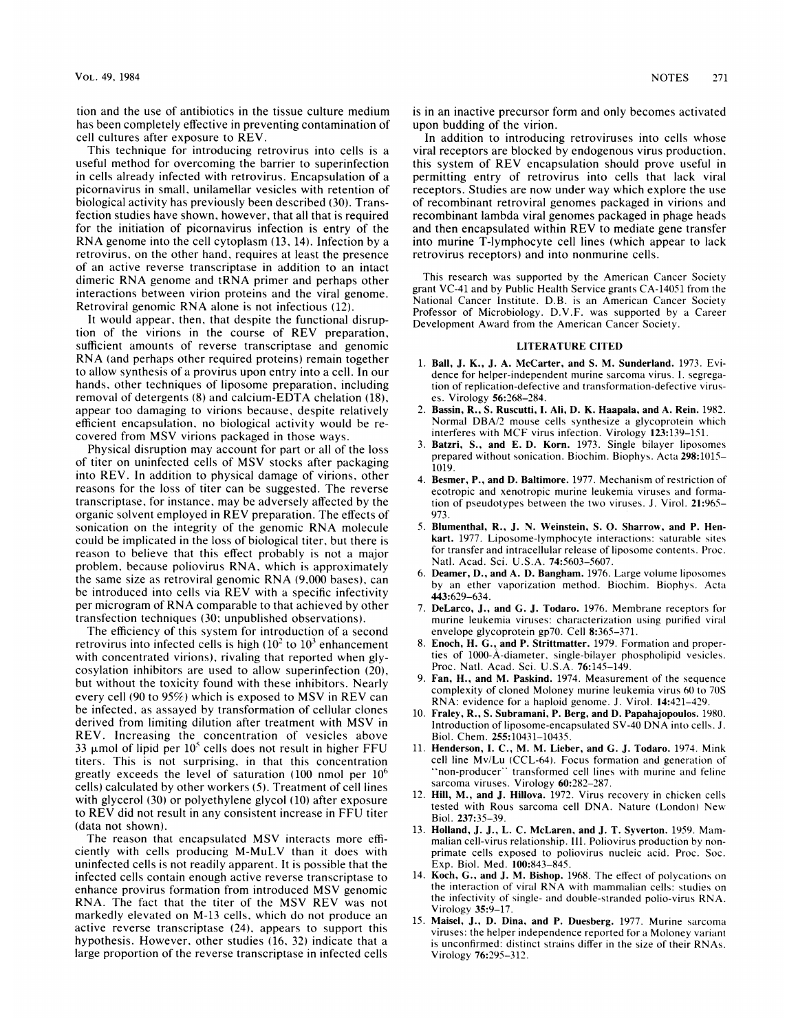tion and the use of antibiotics in the tissue culture medium has been completely effective in preventing contamination of cell cultures after exposure to REV.

This technique for introducing retrovirus into cells is a useful method for overcoming the barrier to superinfection in cells already infected with retrovirus. Encapsulation of a picornavirus in small, unilamellar vesicles with retention of biological activity has previously been described (30). Transfection studies have shown, however, that all that is required for the initiation of picornavirus infection is entry of the RNA genome into the cell cytoplasm (13, 14). Infection by a retrovirus, on the other hand, requires at least the presence of an active reverse transcriptase in addition to an intact dimeric RNA genome and tRNA primer and perhaps other interactions between virion proteins and the viral genome. Retroviral genomic RNA alone is not infectious (12).

It would appear, then, that despite the functional disruption of the virions in the course of REV preparation, sufficient amounts of reverse transcriptase and genomic RNA (and perhaps other required proteins) remain together to allow synthesis of a provirus upon entry into a cell. In our hands, other techniques of liposome preparation, including removal of detergents (8) and calcium-EDTA chelation (18), appear too damaging to virions because, despite relatively efficient encapsulation, no biological activity would be recovered from MSV virions packaged in those ways.

Physical disruption may account for part or all of the loss of titer on uninfected cells of MSV stocks after packaging into REV. In addition to physical damage of virions, other reasons for the loss of titer can be suggested. The reverse transcriptase, for instance, may be adversely affected by the organic solvent employed in REV preparation. The effects of sonication on the integrity of the genomic RNA molecule could be implicated in the loss of biological titer, but there is reason to believe that this effect probably is not a major problem, because poliovirus RNA, which is approximately the same size as retroviral genomic RNA (9,000 bases), can be introduced into cells via REV with a specific infectivity per microgram of RNA comparable to that achieved by other transfection techniques (30; unpublished observations).

The efficiency of this system for introduction of a second retrovirus into infected cells is high ($10^2$ to $10^3$ enhancement with concentrated virions), rivaling that reported when glycosylation inhibitors are used to allow superinfection (20), but without the toxicity found with these inhibitors. Nearly every cell (90 to 95%) which is exposed to MSV in REV can be infected, as assayed by transformation of cellular clones derived from limiting dilution after treatment with MSV in REV. Increasing the concentration of vesicles above 33 μmol of lipid per $10^5$ cells does not result in higher FFU titers. This is not surprising, in that this concentration greatly exceeds the level of saturation (100 nmol per $10^6$ cells) calculated by other workers (5). Treatment of cell lines with glycerol (30) or polyethylene glycol (10) after exposure to REV did not result in any consistent increase in FFU titer (data not shown).

The reason that encapsulated MSV interacts more efficiently with cells producing M-MuLV than it does with uninfected cells is not readily apparent. It is possible that the infected cells contain enough active reverse transcriptase to enhance provirus formation from introduced MSV genomic RNA. The fact that the titer of the MSV REV was not markedly elevated on M-13 cells, which do not produce an active reverse transcriptase (24), appears to support this hypothesis. However, other studies (16, 32) indicate that a large proportion of the reverse transcriptase in infected cells is in an inactive precursor form and only becomes activated upon budding of the virion.

In addition to introducing retroviruses into cells whose viral receptors are blocked by endogenous virus production, this system of REV encapsulation should prove useful in permitting entry of retrovirus into cells that lack viral receptors. Studies are now under way which explore the use of recombinant retroviral genomes packaged in virions and recombinant lambda viral genomes packaged in phage heads and then encapsulated within REV to mediate gene transfer into murine T-lymphocyte cell lines (which appear to lack retrovirus receptors) and into nonmurine cells.

This research was supported by the American Cancer Society grant VC-41 and by Public Health Service grants CA-14051 from the National Cancer Institute. D.B. is an American Cancer Society Professor of Microbiology. D.V.F. was supported by a Career Development Award from the American Cancer Society.

## LITERATURE CITED

1. **Ball, J. K., J. A. McCarter, and S. M. Sunderland.** 1973. Evidence for helper-independent murine sarcoma virus. I. segregation of replication-defective and transformation-defective viruses. Virology **56**:268–284.
2. **Bassin, R., S. Ruscutti, I. Ali, D. K. Haapala, and A. Rein.** 1982. Normal DBA/2 mouse cells synthesize a glycoprotein which interferes with MCF virus infection. Virology **123**:139–151.
3. **Batzri, S., and E. D. Korn.** 1973. Single bilayer liposomes prepared without sonication. Biochim. Biophys. Acta **298**:1015–1019.
4. **Besmer, P., and D. Baltimore.** 1977. Mechanism of restriction of ecotropic and xenotropic murine leukemia viruses and formation of pseudotypes between the two viruses. J. Virol. **21**:965–973.
5. **Blumenthal, R., J. N. Weinstein, S. O. Sharrow, and P. Henkart.** 1977. Liposome-lymphocyte interactions: saturable sites for transfer and intracellular release of liposome contents. Proc. Natl. Acad. Sci. U.S.A. **74**:5603–5607.
6. **Deamer, D., and A. D. Bangham.** 1976. Large volume liposomes by an ether vaporization method. Biochim. Biophys. Acta **443**:629–634.
7. **DeLarco, J., and G. J. Todaro.** 1976. Membrane receptors for murine leukemia viruses: characterization using purified viral envelope glycoprotein gp70. Cell **8**:365–371.
8. **Enoch, H. G., and P. Strittmatter.** 1979. Formation and properties of 1000-Å-diameter, single-bilayer phospholipid vesicles. Proc. Natl. Acad. Sci. U.S.A. **76**:145–149.
9. **Fan, H., and M. Paskind.** 1974. Measurement of the sequence complexity of cloned Moloney murine leukemia virus 60 to 70S RNA: evidence for a haploid genome. J. Virol. **14**:421–429.
10. **Fraley, R., S. Subramani, P. Berg, and D. Papahajopoulos.** 1980. Introduction of liposome-encapsulated SV-40 DNA into cells. J. Biol. Chem. **255**:10431–10435.
11. **Henderson, I. C., M. M. Lieber, and G. J. Todaro.** 1974. Mink cell line Mv/Lu (CCL-64). Focus formation and generation of "non-producer" transformed cell lines with murine and feline sarcoma viruses. Virology **60**:282–287.
12. **Hill, M., and J. Hillova.** 1972. Virus recovery in chicken cells tested with Rous sarcoma cell DNA. Nature (London) New Biol. **237**:35–39.
13. **Holland, J. J., L. C. McLaren, and J. T. Syverton.** 1959. Mammalian cell-virus relationship. III. Poliovirus production by non-primate cells exposed to poliovirus nucleic acid. Proc. Soc. Exp. Biol. Med. **100**:843–845.
14. **Koch, G., and J. M. Bishop.** 1968. The effect of polycations on the interaction of viral RNA with mammalian cells: studies on the infectivity of single- and double-stranded polio-virus RNA. Virology **35**:9–17.
15. **Maisel, J., D. Dina, and P. Duesberg.** 1977. Murine sarcoma viruses: the helper independence reported for a Moloney variant is unconfirmed: distinct strains differ in the size of their RNAs. Virology **76**:295–312.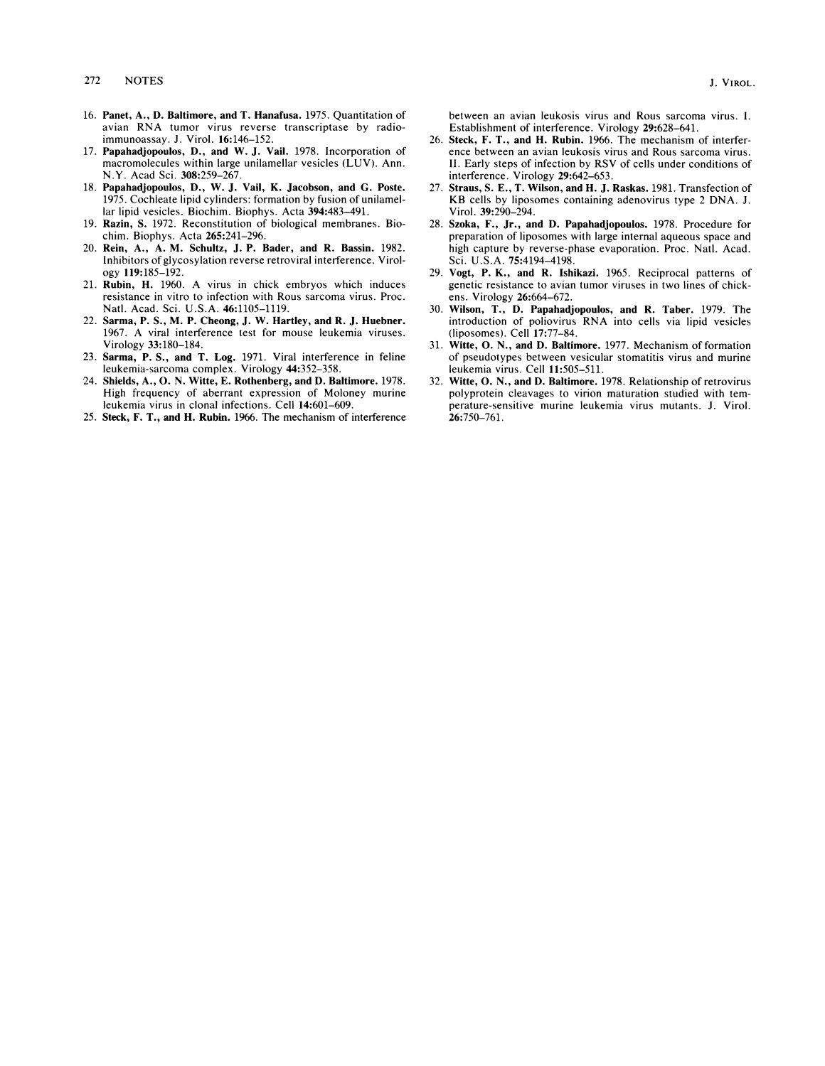16. **Panet, A., D. Baltimore, and T. Hanafusa.** 1975. Quantitation of avian RNA tumor virus reverse transcriptase by radioimmunoassay. J. Virol. **16:**146–152.
17. **Papahadjopoulos, D., and W. J. Vail.** 1978. Incorporation of macromolecules within large unilamellar vesicles (LUV). Ann. N.Y. Acad Sci. **308:**259–267.
18. **Papahadjopoulos, D., W. J. Vail, K. Jacobson, and G. Poste.** 1975. Cochleate lipid cylinders: formation by fusion of unilamellar lipid vesicles. Biochim. Biophys. Acta **394:**483–491.
19. **Razin, S.** 1972. Reconstitution of biological membranes. Biochim. Biophys. Acta **265:**241–296.
20. **Rein, A., A. M. Schultz, J. P. Bader, and R. Bassin.** 1982. Inhibitors of glycosylation reverse retroviral interference. Virology **119:**185–192.
21. **Rubin, H.** 1960. A virus in chick embryos which induces resistance in vitro to infection with Rous sarcoma virus. Proc. Natl. Acad. Sci. U.S.A. **46:**1105–1119.
22. **Sarma, P. S., M. P. Cheong, J. W. Hartley, and R. J. Huebner.** 1967. A viral interference test for mouse leukemia viruses. Virology **33:**180–184.
23. **Sarma, P. S., and T. Log.** 1971. Viral interference in feline leukemia-sarcoma complex. Virology **44:**352–358.
24. **Shields, A., O. N. Witte, E. Rothenberg, and D. Baltimore.** 1978. High frequency of aberrant expression of Moloney murine leukemia virus in clonal infections. Cell **14:**601–609.
25. **Steck, F. T., and H. Rubin.** 1966. The mechanism of interference between an avian leukosis virus and Rous sarcoma virus. I. Establishment of interference. Virology **29:**628–641.
26. **Steck, F. T., and H. Rubin.** 1966. The mechanism of interference between an avian leukosis virus and Rous sarcoma virus. II. Early steps of infection by RSV of cells under conditions of interference. Virology **29:**642–653.
27. **Straus, S. E., T. Wilson, and H. J. Raskas.** 1981. Transfection of KB cells by liposomes containing adenovirus type 2 DNA. J. Virol. **39:**290–294.
28. **Szoka, F., Jr., and D. Papahadjopoulos.** 1978. Procedure for preparation of liposomes with large internal aqueous space and high capture by reverse-phase evaporation. Proc. Natl. Acad. Sci. U.S.A. **75:**4194–4198.
29. **Vogt, P. K., and R. Ishikazi.** 1965. Reciprocal patterns of genetic resistance to avian tumor viruses in two lines of chickens. Virology **26:**664–672.
30. **Wilson, T., D. Papahadjopoulos, and R. Taber.** 1979. The introduction of poliovirus RNA into cells via lipid vesicles (liposomes). Cell **17:**77–84.
31. **Witte, O. N., and D. Baltimore.** 1977. Mechanism of formation of pseudotypes between vesicular stomatitis virus and murine leukemia virus. Cell **11:**505–511.
32. **Witte, O. N., and D. Baltimore.** 1978. Relationship of retrovirus polyprotein cleavages to virion maturation studied with temperature-sensitive murine leukemia virus mutants. J. Virol. **26:**750–761.